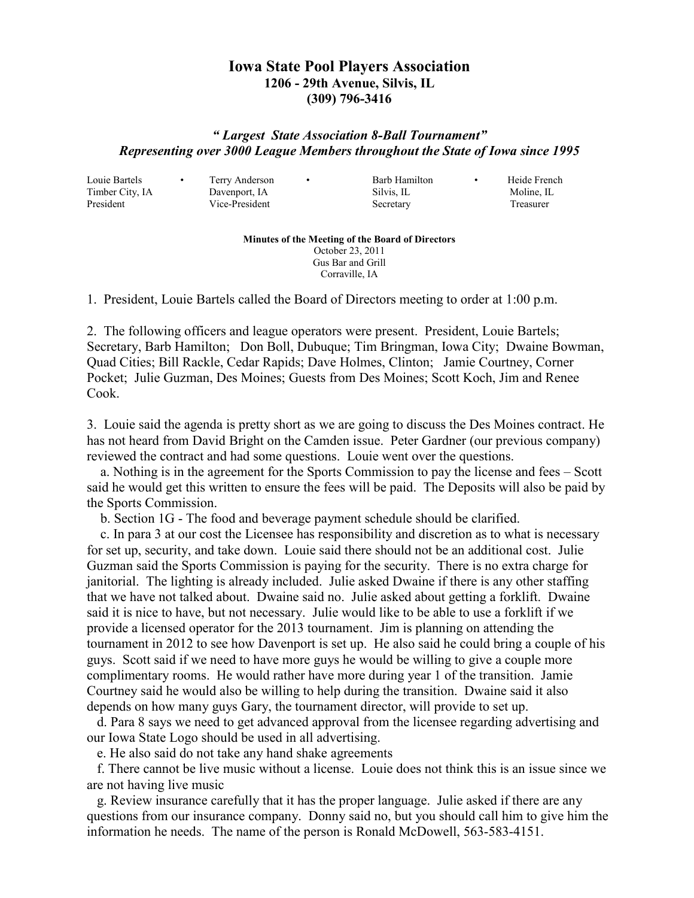# Iowa State Pool Players Association

**1206 - 29th Avenue, Silvis, IL**
**(309) 796-3416**

***" Largest State Association 8-Ball Tournament"***
***Representing over 3000 League Members throughout the State of Iowa since 1995***

| Louie Bartels | Terry Anderson | Barb Hamilton | Heide French |
|---|---|---|---|
| Timber City, IA | Davenport, IA | Silvis, IL | Moline, IL |
| President | Vice-President | Secretary | Treasurer |

**Minutes of the Meeting of the Board of Directors**
October 23, 2011
Gus Bar and Grill
Corraville, IA

1. President, Louie Bartels called the Board of Directors meeting to order at 1:00 p.m.

2. The following officers and league operators were present. President, Louie Bartels; Secretary, Barb Hamilton; Don Boll, Dubuque; Tim Bringman, Iowa City; Dwaine Bowman, Quad Cities; Bill Rackle, Cedar Rapids; Dave Holmes, Clinton; Jamie Courtney, Corner Pocket; Julie Guzman, Des Moines; Guests from Des Moines; Scott Koch, Jim and Renee Cook.

3. Louie said the agenda is pretty short as we are going to discuss the Des Moines contract. He has not heard from David Bright on the Camden issue. Peter Gardner (our previous company) reviewed the contract and had some questions. Louie went over the questions.

   a. Nothing is in the agreement for the Sports Commission to pay the license and fees – Scott said he would get this written to ensure the fees will be paid. The Deposits will also be paid by the Sports Commission.

   b. Section 1G - The food and beverage payment schedule should be clarified.

   c. In para 3 at our cost the Licensee has responsibility and discretion as to what is necessary for set up, security, and take down. Louie said there should not be an additional cost. Julie Guzman said the Sports Commission is paying for the security. There is no extra charge for janitorial. The lighting is already included. Julie asked Dwaine if there is any other staffing that we have not talked about. Dwaine said no. Julie asked about getting a forklift. Dwaine said it is nice to have, but not necessary. Julie would like to be able to use a forklift if we provide a licensed operator for the 2013 tournament. Jim is planning on attending the tournament in 2012 to see how Davenport is set up. He also said he could bring a couple of his guys. Scott said if we need to have more guys he would be willing to give a couple more complimentary rooms. He would rather have more during year 1 of the transition. Jamie Courtney said he would also be willing to help during the transition. Dwaine said it also depends on how many guys Gary, the tournament director, will provide to set up.

   d. Para 8 says we need to get advanced approval from the licensee regarding advertising and our Iowa State Logo should be used in all advertising.

   e. He also said do not take any hand shake agreements

   f. There cannot be live music without a license. Louie does not think this is an issue since we are not having live music

   g. Review insurance carefully that it has the proper language. Julie asked if there are any questions from our insurance company. Donny said no, but you should call him to give him the information he needs. The name of the person is Ronald McDowell, 563-583-4151.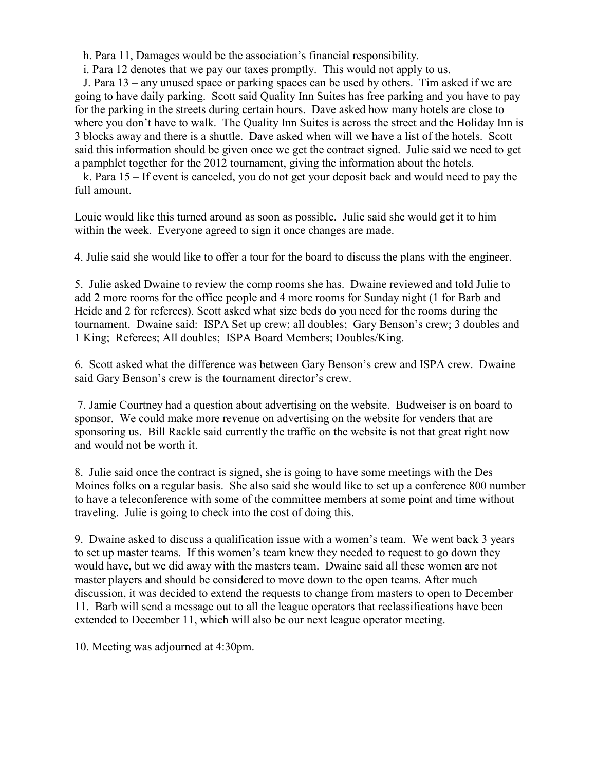h. Para 11, Damages would be the association's financial responsibility.

i. Para 12 denotes that we pay our taxes promptly. This would not apply to us.

J. Para 13 – any unused space or parking spaces can be used by others. Tim asked if we are going to have daily parking. Scott said Quality Inn Suites has free parking and you have to pay for the parking in the streets during certain hours. Dave asked how many hotels are close to where you don't have to walk. The Quality Inn Suites is across the street and the Holiday Inn is 3 blocks away and there is a shuttle. Dave asked when will we have a list of the hotels. Scott said this information should be given once we get the contract signed. Julie said we need to get a pamphlet together for the 2012 tournament, giving the information about the hotels.

k. Para 15 – If event is canceled, you do not get your deposit back and would need to pay the full amount.

Louie would like this turned around as soon as possible. Julie said she would get it to him within the week. Everyone agreed to sign it once changes are made.

4. Julie said she would like to offer a tour for the board to discuss the plans with the engineer.

5. Julie asked Dwaine to review the comp rooms she has. Dwaine reviewed and told Julie to add 2 more rooms for the office people and 4 more rooms for Sunday night (1 for Barb and Heide and 2 for referees). Scott asked what size beds do you need for the rooms during the tournament. Dwaine said: ISPA Set up crew; all doubles; Gary Benson's crew; 3 doubles and 1 King; Referees; All doubles; ISPA Board Members; Doubles/King.

6. Scott asked what the difference was between Gary Benson's crew and ISPA crew. Dwaine said Gary Benson's crew is the tournament director's crew.

7. Jamie Courtney had a question about advertising on the website. Budweiser is on board to sponsor. We could make more revenue on advertising on the website for venders that are sponsoring us. Bill Rackle said currently the traffic on the website is not that great right now and would not be worth it.

8. Julie said once the contract is signed, she is going to have some meetings with the Des Moines folks on a regular basis. She also said she would like to set up a conference 800 number to have a teleconference with some of the committee members at some point and time without traveling. Julie is going to check into the cost of doing this.

9. Dwaine asked to discuss a qualification issue with a women's team. We went back 3 years to set up master teams. If this women's team knew they needed to request to go down they would have, but we did away with the masters team. Dwaine said all these women are not master players and should be considered to move down to the open teams. After much discussion, it was decided to extend the requests to change from masters to open to December 11. Barb will send a message out to all the league operators that reclassifications have been extended to December 11, which will also be our next league operator meeting.

10. Meeting was adjourned at 4:30pm.